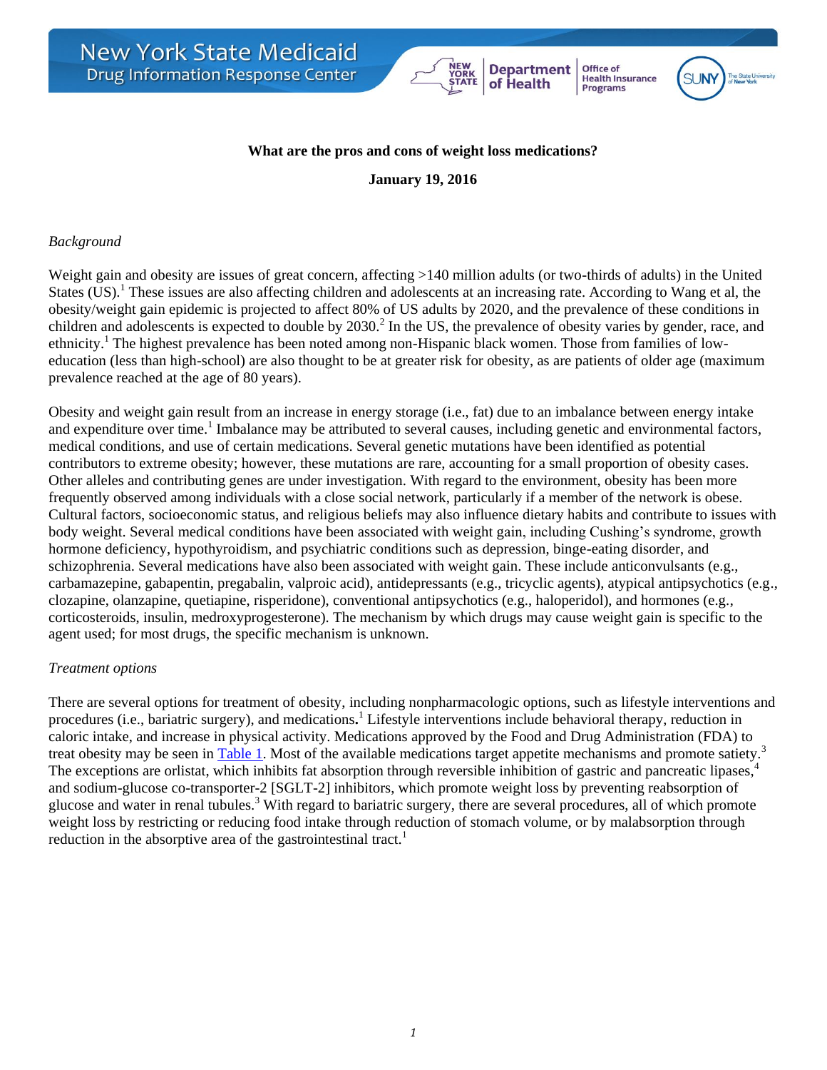**What are the pros and cons of weight loss medications?**

**January 19, 2016**

*Background*

Weight gain and obesity are issues of great concern, affecting >140 million adults (or two-thirds of adults) in the United States (US).[1] These issues are also affecting children and adolescents at an increasing rate. According to Wang et al, the obesity/weight gain epidemic is projected to affect 80% of US adults by 2020, and the prevalence of these conditions in children and adolescents is expected to double by 2030.[2] In the US, the prevalence of obesity varies by gender, race, and ethnicity.[1] The highest prevalence has been noted among non-Hispanic black women. Those from families of low-education (less than high-school) are also thought to be at greater risk for obesity, as are patients of older age (maximum prevalence reached at the age of 80 years).

Obesity and weight gain result from an increase in energy storage (i.e., fat) due to an imbalance between energy intake and expenditure over time.[1] Imbalance may be attributed to several causes, including genetic and environmental factors, medical conditions, and use of certain medications. Several genetic mutations have been identified as potential contributors to extreme obesity; however, these mutations are rare, accounting for a small proportion of obesity cases. Other alleles and contributing genes are under investigation. With regard to the environment, obesity has been more frequently observed among individuals with a close social network, particularly if a member of the network is obese. Cultural factors, socioeconomic status, and religious beliefs may also influence dietary habits and contribute to issues with body weight. Several medical conditions have been associated with weight gain, including Cushing's syndrome, growth hormone deficiency, hypothyroidism, and psychiatric conditions such as depression, binge-eating disorder, and schizophrenia. Several medications have also been associated with weight gain. These include anticonvulsants (e.g., carbamazepine, gabapentin, pregabalin, valproic acid), antidepressants (e.g., tricyclic agents), atypical antipsychotics (e.g., clozapine, olanzapine, quetiapine, risperidone), conventional antipsychotics (e.g., haloperidol), and hormones (e.g., corticosteroids, insulin, medroxyprogesterone). The mechanism by which drugs may cause weight gain is specific to the agent used; for most drugs, the specific mechanism is unknown.

*Treatment options*

There are several options for treatment of obesity, including nonpharmacologic options, such as lifestyle interventions and procedures (i.e., bariatric surgery), and medications**.**[1] Lifestyle interventions include behavioral therapy, reduction in caloric intake, and increase in physical activity. Medications approved by the Food and Drug Administration (FDA) to treat obesity may be seen in Table 1. Most of the available medications target appetite mechanisms and promote satiety.[3] The exceptions are orlistat, which inhibits fat absorption through reversible inhibition of gastric and pancreatic lipases,[4] and sodium-glucose co-transporter-2 [SGLT-2] inhibitors, which promote weight loss by preventing reabsorption of glucose and water in renal tubules.[3] With regard to bariatric surgery, there are several procedures, all of which promote weight loss by restricting or reducing food intake through reduction of stomach volume, or by malabsorption through reduction in the absorptive area of the gastrointestinal tract.[1]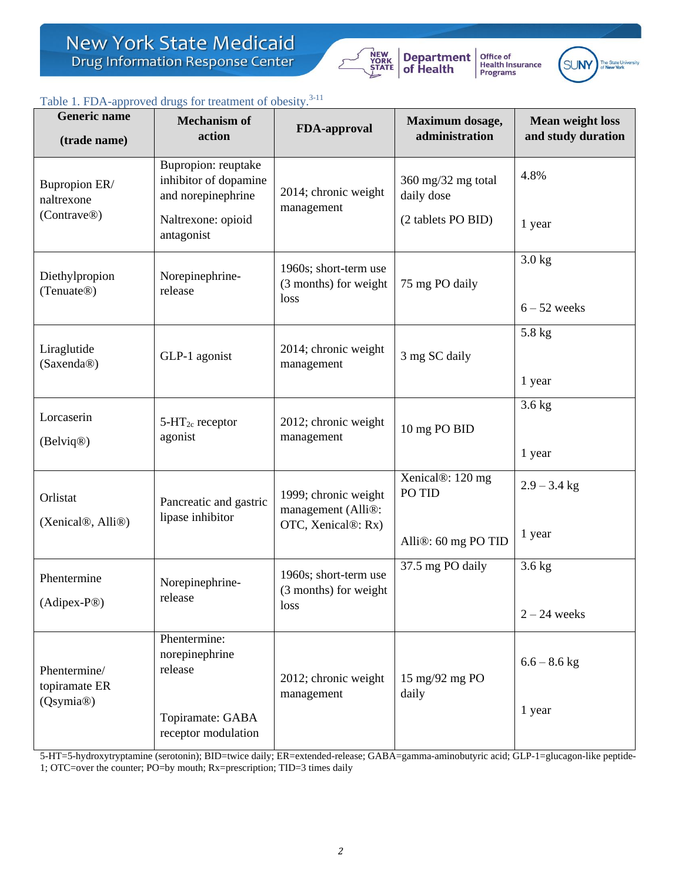Table 1. FDA-approved drugs for treatment of obesity.[3-11]

| Generic name (trade name) | Mechanism of action | FDA-approval | Maximum dosage, administration | Mean weight loss and study duration |
|---|---|---|---|---|
| Bupropion ER/ naltrexone (Contrave®) | Bupropion: reuptake inhibitor of dopamine and norepinephrine<br>Naltrexone: opioid antagonist | 2014; chronic weight management | 360 mg/32 mg total daily dose<br>(2 tablets PO BID) | 4.8%<br>1 year |
| Diethylpropion (Tenuate®) | Norepinephrine-release | 1960s; short-term use (3 months) for weight loss | 75 mg PO daily | 3.0 kg<br>6 – 52 weeks |
| Liraglutide (Saxenda®) | GLP-1 agonist | 2014; chronic weight management | 3 mg SC daily | 5.8 kg<br>1 year |
| Lorcaserin (Belviq®) | 5-$HT_{2c}$ receptor agonist | 2012; chronic weight management | 10 mg PO BID | 3.6 kg<br>1 year |
| Orlistat (Xenical®, Alli®) | Pancreatic and gastric lipase inhibitor | 1999; chronic weight management (Alli®: OTC, Xenical®: Rx) | Xenical®: 120 mg PO TID<br>Alli®: 60 mg PO TID | 2.9 – 3.4 kg<br>1 year |
| Phentermine (Adipex-P®) | Norepinephrine-release | 1960s; short-term use (3 months) for weight loss | 37.5 mg PO daily | 3.6 kg<br>2 – 24 weeks |
| Phentermine/ topiramate ER (Qsymia®) | Phentermine: norepinephrine release<br>Topiramate: GABA receptor modulation | 2012; chronic weight management | 15 mg/92 mg PO daily | 6.6 – 8.6 kg<br>1 year |

5-HT=5-hydroxytryptamine (serotonin); BID=twice daily; ER=extended-release; GABA=gamma-aminobutyric acid; GLP-1=glucagon-like peptide-1; OTC=over the counter; PO=by mouth; Rx=prescription; TID=3 times daily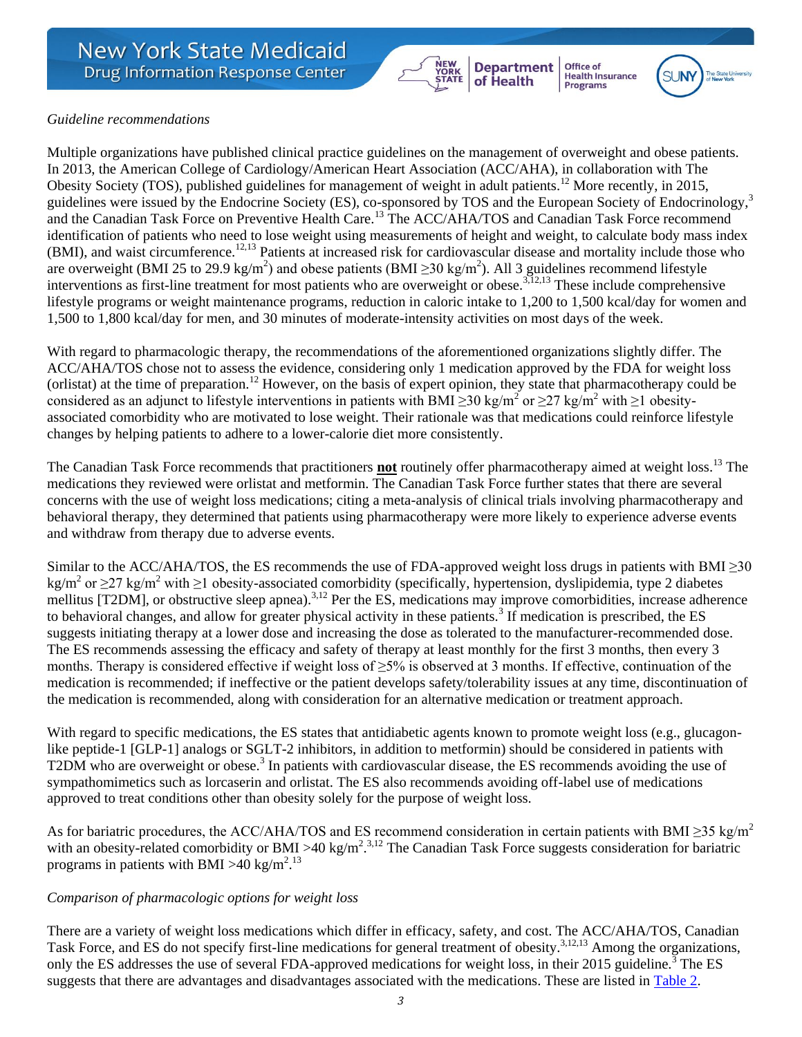*Guideline recommendations*

Multiple organizations have published clinical practice guidelines on the management of overweight and obese patients. In 2013, the American College of Cardiology/American Heart Association (ACC/AHA), in collaboration with The Obesity Society (TOS), published guidelines for management of weight in adult patients.[12] More recently, in 2015, guidelines were issued by the Endocrine Society (ES), co-sponsored by TOS and the European Society of Endocrinology,[3] and the Canadian Task Force on Preventive Health Care.[13] The ACC/AHA/TOS and Canadian Task Force recommend identification of patients who need to lose weight using measurements of height and weight, to calculate body mass index (BMI), and waist circumference.[12,13] Patients at increased risk for cardiovascular disease and mortality include those who are overweight (BMI 25 to 29.9 kg/m$^2$) and obese patients (BMI ≥30 kg/m$^2$). All 3 guidelines recommend lifestyle interventions as first-line treatment for most patients who are overweight or obese.[3,12,13] These include comprehensive lifestyle programs or weight maintenance programs, reduction in caloric intake to 1,200 to 1,500 kcal/day for women and 1,500 to 1,800 kcal/day for men, and 30 minutes of moderate-intensity activities on most days of the week.

With regard to pharmacologic therapy, the recommendations of the aforementioned organizations slightly differ. The ACC/AHA/TOS chose not to assess the evidence, considering only 1 medication approved by the FDA for weight loss (orlistat) at the time of preparation.[12] However, on the basis of expert opinion, they state that pharmacotherapy could be considered as an adjunct to lifestyle interventions in patients with BMI ≥30 kg/m$^2$ or ≥27 kg/m$^2$ with ≥1 obesity-associated comorbidity who are motivated to lose weight. Their rationale was that medications could reinforce lifestyle changes by helping patients to adhere to a lower-calorie diet more consistently.

The Canadian Task Force recommends that practitioners **not** routinely offer pharmacotherapy aimed at weight loss.[13] The medications they reviewed were orlistat and metformin. The Canadian Task Force further states that there are several concerns with the use of weight loss medications; citing a meta-analysis of clinical trials involving pharmacotherapy and behavioral therapy, they determined that patients using pharmacotherapy were more likely to experience adverse events and withdraw from therapy due to adverse events.

Similar to the ACC/AHA/TOS, the ES recommends the use of FDA-approved weight loss drugs in patients with BMI ≥30 kg/m$^2$ or ≥27 kg/m$^2$ with ≥1 obesity-associated comorbidity (specifically, hypertension, dyslipidemia, type 2 diabetes mellitus [T2DM], or obstructive sleep apnea).[3,12] Per the ES, medications may improve comorbidities, increase adherence to behavioral changes, and allow for greater physical activity in these patients.[3] If medication is prescribed, the ES suggests initiating therapy at a lower dose and increasing the dose as tolerated to the manufacturer-recommended dose. The ES recommends assessing the efficacy and safety of therapy at least monthly for the first 3 months, then every 3 months. Therapy is considered effective if weight loss of ≥5% is observed at 3 months. If effective, continuation of the medication is recommended; if ineffective or the patient develops safety/tolerability issues at any time, discontinuation of the medication is recommended, along with consideration for an alternative medication or treatment approach.

With regard to specific medications, the ES states that antidiabetic agents known to promote weight loss (e.g., glucagon-like peptide-1 [GLP-1] analogs or SGLT-2 inhibitors, in addition to metformin) should be considered in patients with T2DM who are overweight or obese.[3] In patients with cardiovascular disease, the ES recommends avoiding the use of sympathomimetics such as lorcaserin and orlistat. The ES also recommends avoiding off-label use of medications approved to treat conditions other than obesity solely for the purpose of weight loss.

As for bariatric procedures, the ACC/AHA/TOS and ES recommend consideration in certain patients with BMI ≥35 kg/m$^2$ with an obesity-related comorbidity or BMI >40 kg/m$^2$.[3,12] The Canadian Task Force suggests consideration for bariatric programs in patients with BMI >40 kg/m$^2$.[13]

*Comparison of pharmacologic options for weight loss*

There are a variety of weight loss medications which differ in efficacy, safety, and cost. The ACC/AHA/TOS, Canadian Task Force, and ES do not specify first-line medications for general treatment of obesity.[3,12,13] Among the organizations, only the ES addresses the use of several FDA-approved medications for weight loss, in their 2015 guideline.[3] The ES suggests that there are advantages and disadvantages associated with the medications. These are listed in Table 2.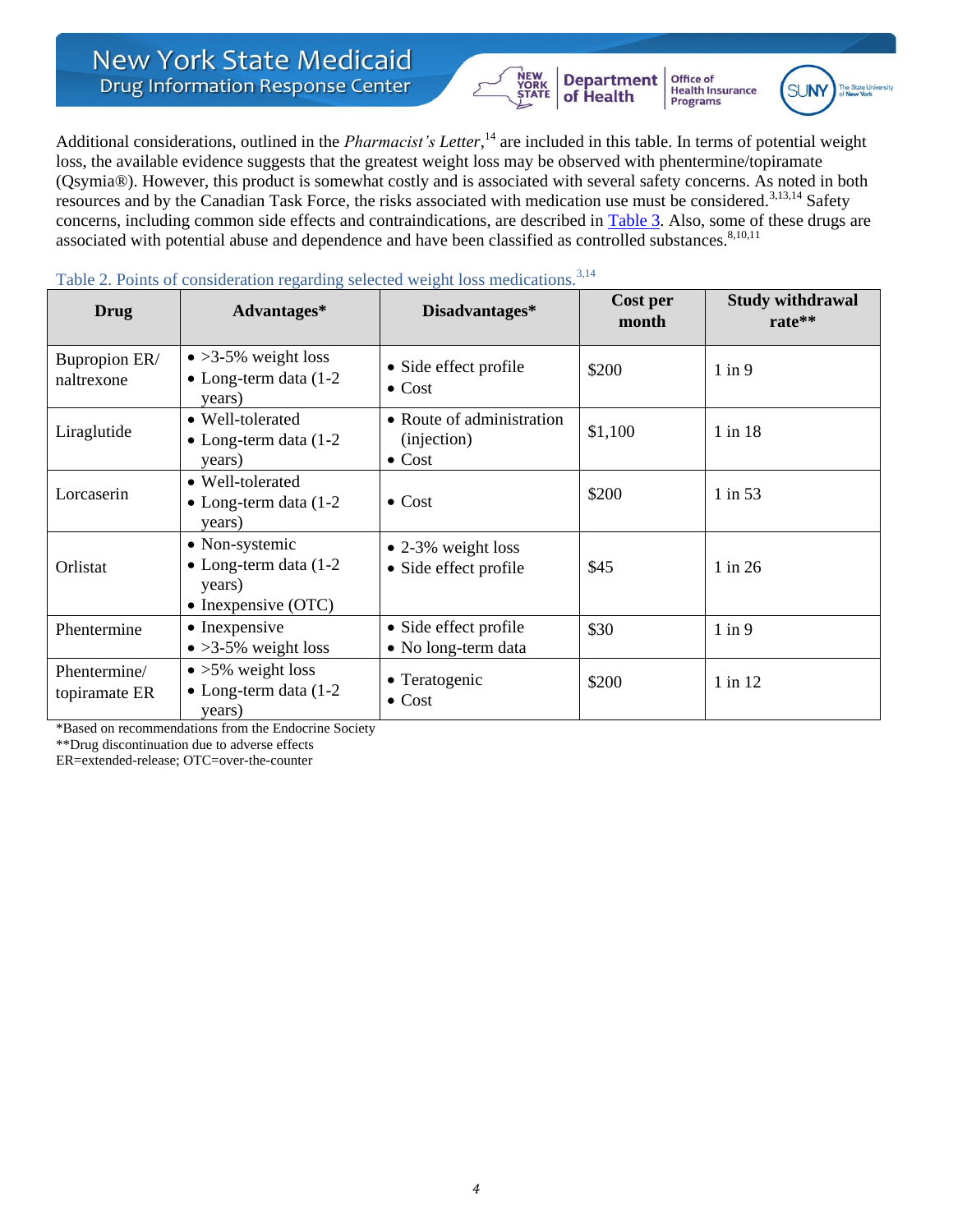Additional considerations, outlined in the *Pharmacist's Letter*,[14] are included in this table. In terms of potential weight loss, the available evidence suggests that the greatest weight loss may be observed with phentermine/topiramate (Qsymia®). However, this product is somewhat costly and is associated with several safety concerns. As noted in both resources and by the Canadian Task Force, the risks associated with medication use must be considered.[3,13,14] Safety concerns, including common side effects and contraindications, are described in Table 3. Also, some of these drugs are associated with potential abuse and dependence and have been classified as controlled substances.[8,10,11]

Table 2. Points of consideration regarding selected weight loss medications.[3,14]

| Drug | Advantages* | Disadvantages* | Cost per month | Study withdrawal rate** |
|---|---|---|---|---|
| Bupropion ER/ naltrexone | • >3-5% weight loss<br>• Long-term data (1-2 years) | • Side effect profile<br>• Cost | $200 | 1 in 9 |
| Liraglutide | • Well-tolerated<br>• Long-term data (1-2 years) | • Route of administration (injection)<br>• Cost | $1,100 | 1 in 18 |
| Lorcaserin | • Well-tolerated<br>• Long-term data (1-2 years) | • Cost | $200 | 1 in 53 |
| Orlistat | • Non-systemic<br>• Long-term data (1-2 years)<br>• Inexpensive (OTC) | • 2-3% weight loss<br>• Side effect profile | $45 | 1 in 26 |
| Phentermine | • Inexpensive<br>• >3-5% weight loss | • Side effect profile<br>• No long-term data | $30 | 1 in 9 |
| Phentermine/ topiramate ER | • >5% weight loss<br>• Long-term data (1-2 years) | • Teratogenic<br>• Cost | $200 | 1 in 12 |

*Based on recommendations from the Endocrine Society
**Drug discontinuation due to adverse effects
ER=extended-release; OTC=over-the-counter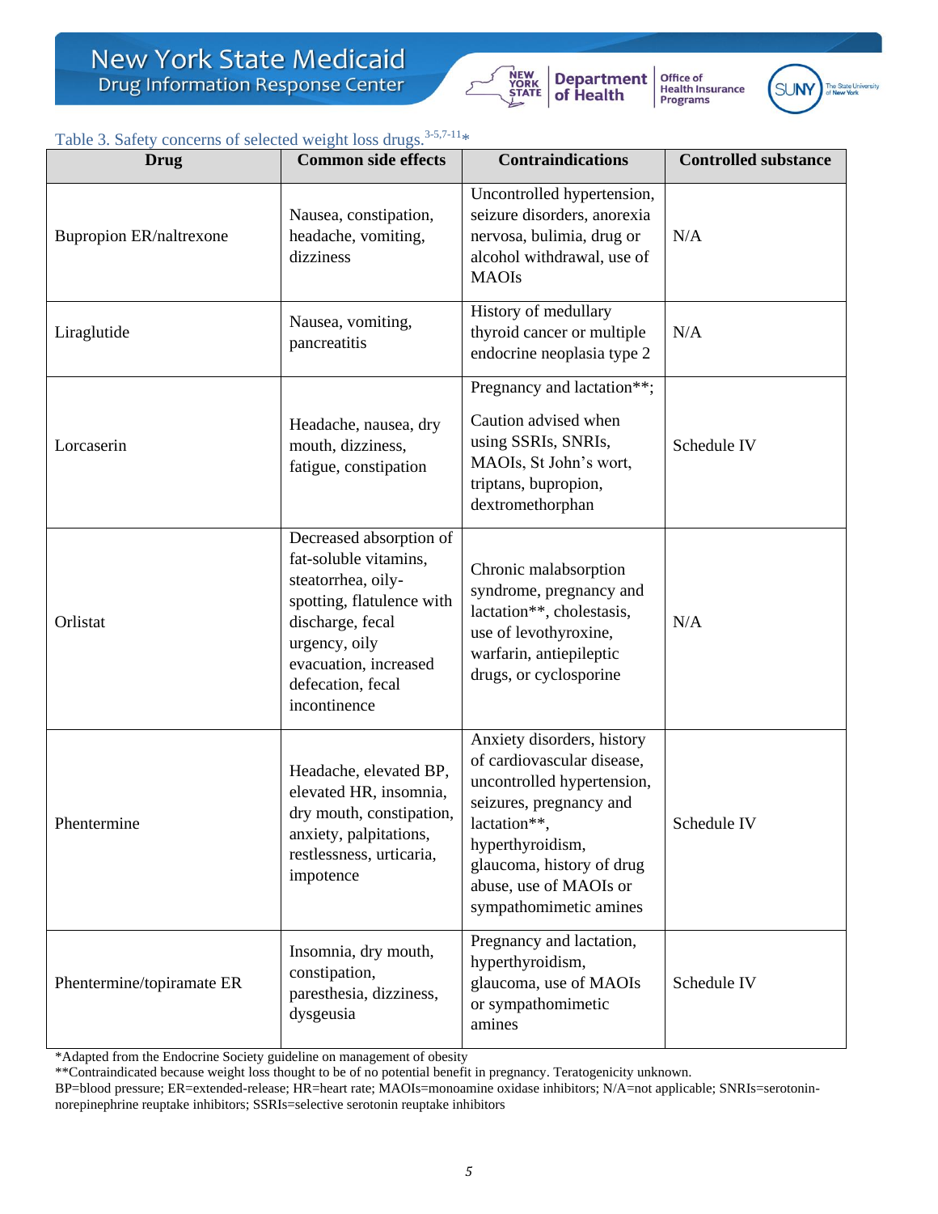Table 3. Safety concerns of selected weight loss drugs.[3-5,7-11]*

| Drug | Common side effects | Contraindications | Controlled substance |
|---|---|---|---|
| Bupropion ER/naltrexone | Nausea, constipation, headache, vomiting, dizziness | Uncontrolled hypertension, seizure disorders, anorexia nervosa, bulimia, drug or alcohol withdrawal, use of MAOIs | N/A |
| Liraglutide | Nausea, vomiting, pancreatitis | History of medullary thyroid cancer or multiple endocrine neoplasia type 2 | N/A |
| Lorcaserin | Headache, nausea, dry mouth, dizziness, fatigue, constipation | Pregnancy and lactation**; Caution advised when using SSRIs, SNRIs, MAOIs, St John's wort, triptans, bupropion, dextromethorphan | Schedule IV |
| Orlistat | Decreased absorption of fat-soluble vitamins, steatorrhea, oily-spotting, flatulence with discharge, fecal urgency, oily evacuation, increased defecation, fecal incontinence | Chronic malabsorption syndrome, pregnancy and lactation**, cholestasis, use of levothyroxine, warfarin, antiepileptic drugs, or cyclosporine | N/A |
| Phentermine | Headache, elevated BP, elevated HR, insomnia, dry mouth, constipation, anxiety, palpitations, restlessness, urticaria, impotence | Anxiety disorders, history of cardiovascular disease, uncontrolled hypertension, seizures, pregnancy and lactation**, hyperthyroidism, glaucoma, history of drug abuse, use of MAOIs or sympathomimetic amines | Schedule IV |
| Phentermine/topiramate ER | Insomnia, dry mouth, constipation, paresthesia, dizziness, dysgeusia | Pregnancy and lactation, hyperthyroidism, glaucoma, use of MAOIs or sympathomimetic amines | Schedule IV |

*Adapted from the Endocrine Society guideline on management of obesity
**Contraindicated because weight loss thought to be of no potential benefit in pregnancy. Teratogenicity unknown.
BP=blood pressure; ER=extended-release; HR=heart rate; MAOIs=monoamine oxidase inhibitors; N/A=not applicable; SNRIs=serotonin-norepinephrine reuptake inhibitors; SSRIs=selective serotonin reuptake inhibitors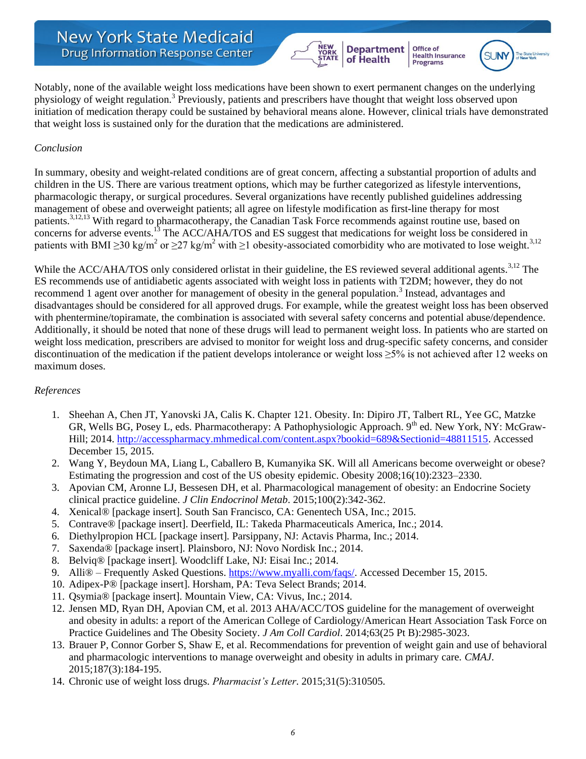Notably, none of the available weight loss medications have been shown to exert permanent changes on the underlying physiology of weight regulation.[3] Previously, patients and prescribers have thought that weight loss observed upon initiation of medication therapy could be sustained by behavioral means alone. However, clinical trials have demonstrated that weight loss is sustained only for the duration that the medications are administered.

*Conclusion*

In summary, obesity and weight-related conditions are of great concern, affecting a substantial proportion of adults and children in the US. There are various treatment options, which may be further categorized as lifestyle interventions, pharmacologic therapy, or surgical procedures. Several organizations have recently published guidelines addressing management of obese and overweight patients; all agree on lifestyle modification as first-line therapy for most patients.[3,12,13] With regard to pharmacotherapy, the Canadian Task Force recommends against routine use, based on concerns for adverse events.[13] The ACC/AHA/TOS and ES suggest that medications for weight loss be considered in patients with BMI ≥30 kg/m$^2$ or ≥27 kg/m$^2$ with ≥1 obesity-associated comorbidity who are motivated to lose weight.[3,12]

While the ACC/AHA/TOS only considered orlistat in their guideline, the ES reviewed several additional agents.[3,12] The ES recommends use of antidiabetic agents associated with weight loss in patients with T2DM; however, they do not recommend 1 agent over another for management of obesity in the general population.[3] Instead, advantages and disadvantages should be considered for all approved drugs. For example, while the greatest weight loss has been observed with phentermine/topiramate, the combination is associated with several safety concerns and potential abuse/dependence. Additionally, it should be noted that none of these drugs will lead to permanent weight loss. In patients who are started on weight loss medication, prescribers are advised to monitor for weight loss and drug-specific safety concerns, and consider discontinuation of the medication if the patient develops intolerance or weight loss ≥5% is not achieved after 12 weeks on maximum doses.

*References*

1. Sheehan A, Chen JT, Yanovski JA, Calis K. Chapter 121. Obesity. In: Dipiro JT, Talbert RL, Yee GC, Matzke GR, Wells BG, Posey L, eds. Pharmacotherapy: A Pathophysiologic Approach. 9th ed. New York, NY: McGraw-Hill; 2014. http://accesspharmacy.mhmedical.com/content.aspx?bookid=689&Sectionid=48811515. Accessed December 15, 2015.
2. Wang Y, Beydoun MA, Liang L, Caballero B, Kumanyika SK. Will all Americans become overweight or obese? Estimating the progression and cost of the US obesity epidemic. Obesity 2008;16(10):2323–2330.
3. Apovian CM, Aronne LJ, Bessesen DH, et al. Pharmacological management of obesity: an Endocrine Society clinical practice guideline. *J Clin Endocrinol Metab*. 2015;100(2):342-362.
4. Xenical® [package insert]. South San Francisco, CA: Genentech USA, Inc.; 2015.
5. Contrave® [package insert]. Deerfield, IL: Takeda Pharmaceuticals America, Inc.; 2014.
6. Diethylpropion HCL [package insert]. Parsippany, NJ: Actavis Pharma, Inc.; 2014.
7. Saxenda® [package insert]. Plainsboro, NJ: Novo Nordisk Inc.; 2014.
8. Belviq® [package insert]. Woodcliff Lake, NJ: Eisai Inc.; 2014.
9. Alli® – Frequently Asked Questions. https://www.myalli.com/faqs/. Accessed December 15, 2015.
10. Adipex-P® [package insert]. Horsham, PA: Teva Select Brands; 2014.
11. Qsymia® [package insert]. Mountain View, CA: Vivus, Inc.; 2014.
12. Jensen MD, Ryan DH, Apovian CM, et al. 2013 AHA/ACC/TOS guideline for the management of overweight and obesity in adults: a report of the American College of Cardiology/American Heart Association Task Force on Practice Guidelines and The Obesity Society. *J Am Coll Cardiol*. 2014;63(25 Pt B):2985-3023.
13. Brauer P, Connor Gorber S, Shaw E, et al. Recommendations for prevention of weight gain and use of behavioral and pharmacologic interventions to manage overweight and obesity in adults in primary care. *CMAJ*. 2015;187(3):184-195.
14. Chronic use of weight loss drugs. *Pharmacist's Letter*. 2015;31(5):310505.